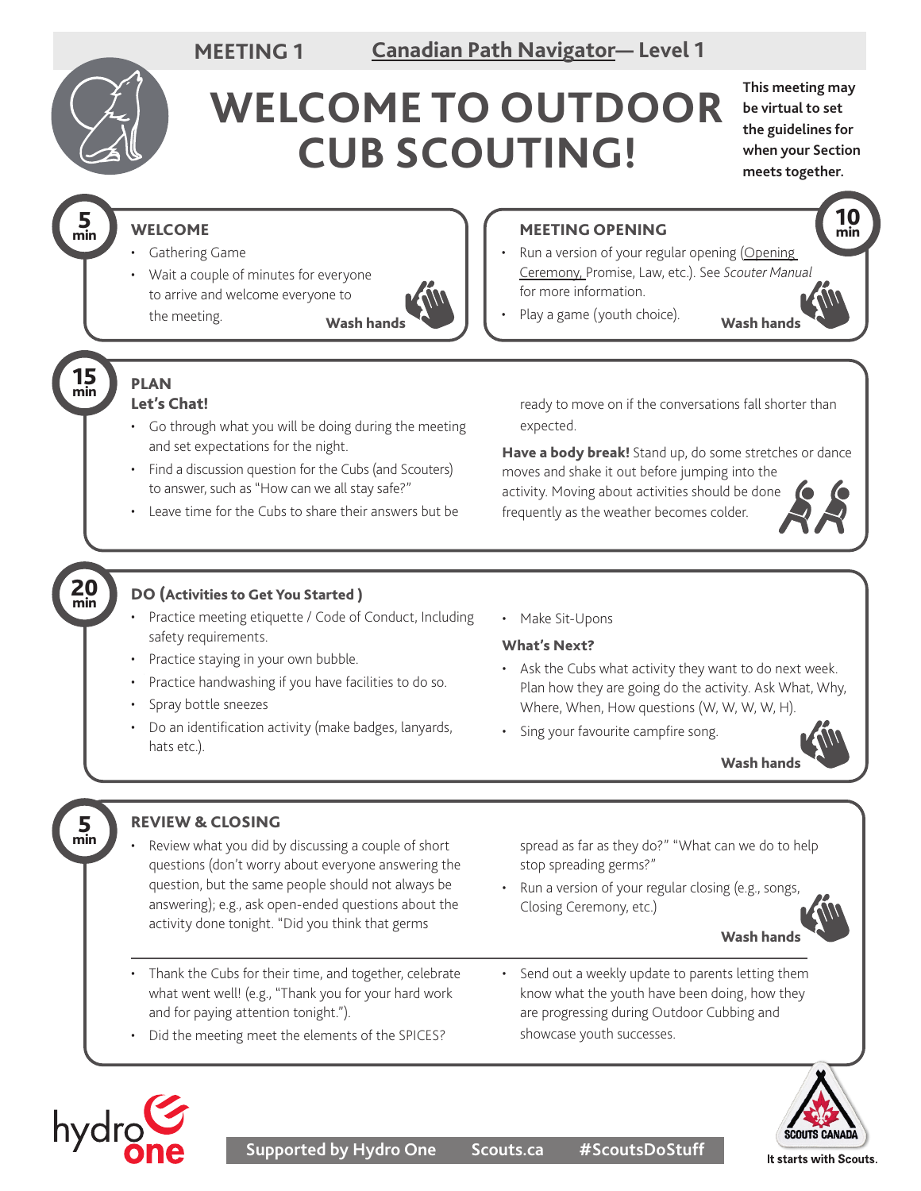MEETING 1 Canadian Path Navigator— Level 1

# WELCOME TO OUTDOOR CUB SCOUTING!

**This meeting may be virtual to set the guidelines for when your Section meets together.**

5 min

## WELCOME

- Gathering Game
- Wait a couple of minutes for everyone to arrive and welcome everyone to the meeting.

**Wash hands**

10 min

## MEETING OPENING

- Run a version of your regular opening (Opening Ceremony, Promise, Law, etc.). See *Scouter Manual* for more information.
- Play a game (youth choice).

**Wash hands**

15 min

## PLAN

### Let's Chat!

- Go through what you will be doing during the meeting and set expectations for the night.
- Find a discussion question for the Cubs (and Scouters) to answer, such as "How can we all stay safe?"
- Leave time for the Cubs to share their answers but be ready to move on if the conversations fall shorter than expected.

**Have a body break!** Stand up, do some stretches or dance moves and shake it out before jumping into the activity. Moving about activities should be done frequently as the weather becomes colder.

20 min

## DO (Activities to Get You Started)

- Practice meeting etiquette / Code of Conduct, Including safety requirements.
- Practice staying in your own bubble.
- Practice handwashing if you have facilities to do so.
- Spray bottle sneezes
- Do an identification activity (make badges, lanyards, hats etc.).
- Make Sit-Upons

### What's Next?

- Ask the Cubs what activity they want to do next week. Plan how they are going do the activity. Ask What, Why, Where, When, How questions (W, W, W, W, H).
- Sing your favourite campfire song.

**Wash hands**

5 min

## REVIEW & CLOSING

- Review what you did by discussing a couple of short questions (don't worry about everyone answering the question, but the same people should not always be answering); e.g., ask open-ended questions about the activity done tonight. "Did you think that germs spread as far as they do?" "What can we do to help stop spreading germs?"
- Run a version of your regular closing (e.g., songs, Closing Ceremony, etc.)

**Wash hands**

- Thank the Cubs for their time, and together, celebrate what went well! (e.g., "Thank you for your hard work and for paying attention tonight.").
- Did the meeting meet the elements of the SPICES?
- Send out a weekly update to parents letting them know what the youth have been doing, how they are progressing during Outdoor Cubbing and showcase youth successes.

Supported by Hydro One Scouts.ca #ScoutsDoStuff

It starts with Scouts.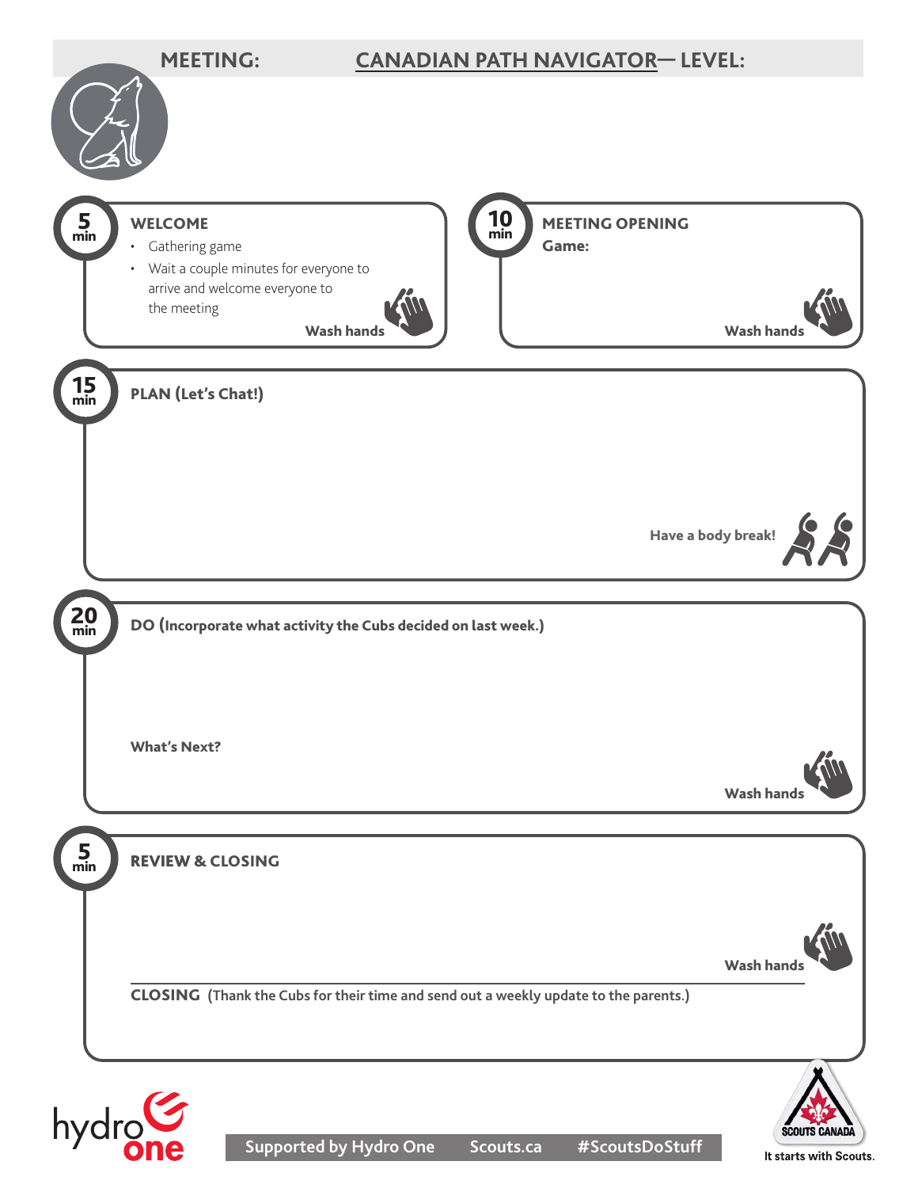## MEETING: CANADIAN PATH NAVIGATOR— LEVEL:

### 5 min — WELCOME

- Gathering game
- Wait a couple minutes for everyone to arrive and welcome everyone to the meeting

**Wash hands**

### 10 min — MEETING OPENING

**Game:**

**Wash hands**

### 15 min — PLAN (Let's Chat!)

**Have a body break!**

### 20 min — DO (Incorporate what activity the Cubs decided on last week.)

**What's Next?**

**Wash hands**

### 5 min — REVIEW & CLOSING

**Wash hands**

**CLOSING** (Thank the Cubs for their time and send out a weekly update to the parents.)

Supported by Hydro One Scouts.ca #ScoutsDoStuff

It starts with Scouts.